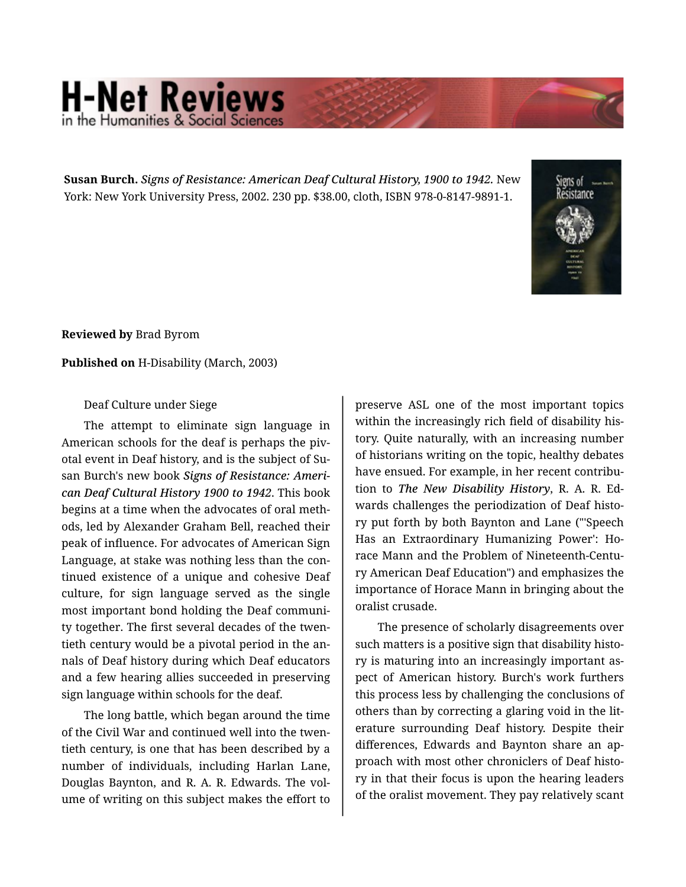**Susan Burch.** *Signs of Resistance: American Deaf Cultural History, 1900 to 1942.* New York: New York University Press, 2002. 230 pp. $38.00, cloth, ISBN 978-0-8147-9891-1.

**Reviewed by** Brad Byrom

**Published on** H-Disability (March, 2003)

Deaf Culture under Siege

The attempt to eliminate sign language in American schools for the deaf is perhaps the pivotal event in Deaf history, and is the subject of Susan Burch's new book ***Signs of Resistance: American Deaf Cultural History 1900 to 1942***. This book begins at a time when the advocates of oral methods, led by Alexander Graham Bell, reached their peak of influence. For advocates of American Sign Language, at stake was nothing less than the continued existence of a unique and cohesive Deaf culture, for sign language served as the single most important bond holding the Deaf community together. The first several decades of the twentieth century would be a pivotal period in the annals of Deaf history during which Deaf educators and a few hearing allies succeeded in preserving sign language within schools for the deaf.

The long battle, which began around the time of the Civil War and continued well into the twentieth century, is one that has been described by a number of individuals, including Harlan Lane, Douglas Baynton, and R. A. R. Edwards. The volume of writing on this subject makes the effort to preserve ASL one of the most important topics within the increasingly rich field of disability history. Quite naturally, with an increasing number of historians writing on the topic, healthy debates have ensued. For example, in her recent contribution to ***The New Disability History***, R. A. R. Edwards challenges the periodization of Deaf history put forth by both Baynton and Lane ("'Speech Has an Extraordinary Humanizing Power': Horace Mann and the Problem of Nineteenth-Century American Deaf Education") and emphasizes the importance of Horace Mann in bringing about the oralist crusade.

The presence of scholarly disagreements over such matters is a positive sign that disability history is maturing into an increasingly important aspect of American history. Burch's work furthers this process less by challenging the conclusions of others than by correcting a glaring void in the literature surrounding Deaf history. Despite their differences, Edwards and Baynton share an approach with most other chroniclers of Deaf history in that their focus is upon the hearing leaders of the oralist movement. They pay relatively scant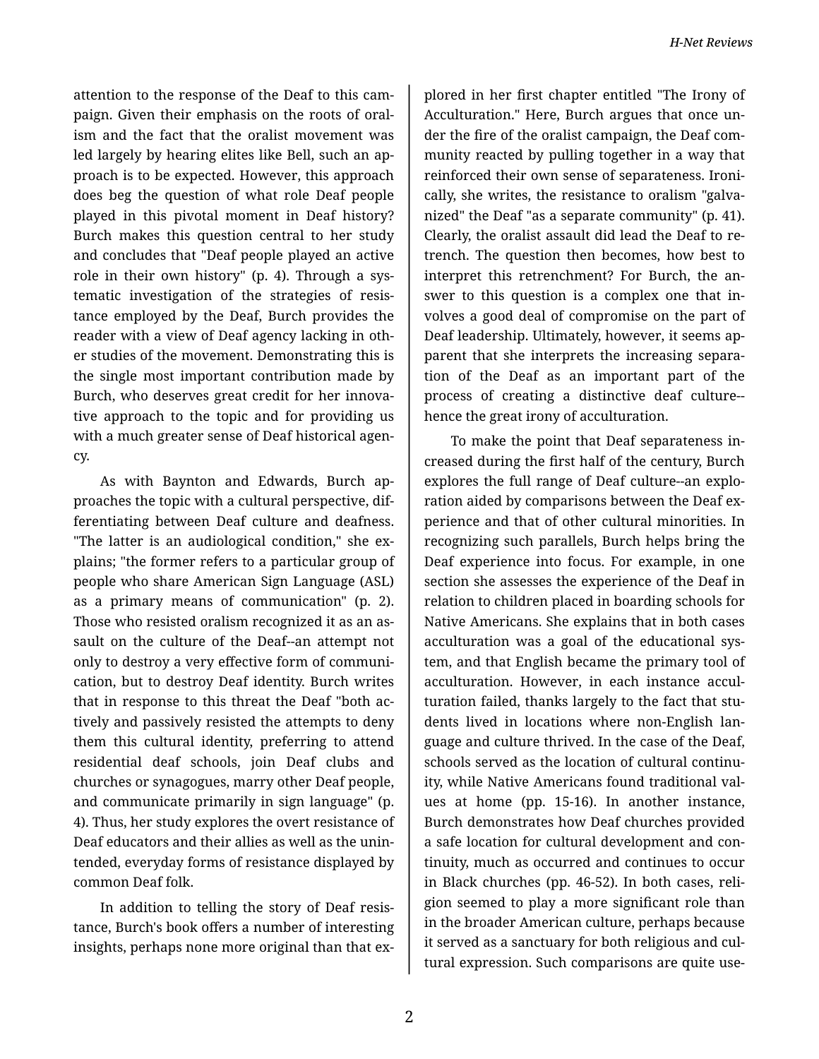attention to the response of the Deaf to this campaign. Given their emphasis on the roots of oralism and the fact that the oralist movement was led largely by hearing elites like Bell, such an approach is to be expected. However, this approach does beg the question of what role Deaf people played in this pivotal moment in Deaf history? Burch makes this question central to her study and concludes that "Deaf people played an active role in their own history" (p. 4). Through a systematic investigation of the strategies of resistance employed by the Deaf, Burch provides the reader with a view of Deaf agency lacking in other studies of the movement. Demonstrating this is the single most important contribution made by Burch, who deserves great credit for her innovative approach to the topic and for providing us with a much greater sense of Deaf historical agency.

As with Baynton and Edwards, Burch approaches the topic with a cultural perspective, differentiating between Deaf culture and deafness. "The latter is an audiological condition," she explains; "the former refers to a particular group of people who share American Sign Language (ASL) as a primary means of communication" (p. 2). Those who resisted oralism recognized it as an assault on the culture of the Deaf--an attempt not only to destroy a very effective form of communication, but to destroy Deaf identity. Burch writes that in response to this threat the Deaf "both actively and passively resisted the attempts to deny them this cultural identity, preferring to attend residential deaf schools, join Deaf clubs and churches or synagogues, marry other Deaf people, and communicate primarily in sign language" (p. 4). Thus, her study explores the overt resistance of Deaf educators and their allies as well as the unintended, everyday forms of resistance displayed by common Deaf folk.

In addition to telling the story of Deaf resistance, Burch's book offers a number of interesting insights, perhaps none more original than that explored in her first chapter entitled "The Irony of Acculturation." Here, Burch argues that once under the fire of the oralist campaign, the Deaf community reacted by pulling together in a way that reinforced their own sense of separateness. Ironically, she writes, the resistance to oralism "galvanized" the Deaf "as a separate community" (p. 41). Clearly, the oralist assault did lead the Deaf to retrench. The question then becomes, how best to interpret this retrenchment? For Burch, the answer to this question is a complex one that involves a good deal of compromise on the part of Deaf leadership. Ultimately, however, it seems apparent that she interprets the increasing separation of the Deaf as an important part of the process of creating a distinctive deaf culture--hence the great irony of acculturation.

To make the point that Deaf separateness increased during the first half of the century, Burch explores the full range of Deaf culture--an exploration aided by comparisons between the Deaf experience and that of other cultural minorities. In recognizing such parallels, Burch helps bring the Deaf experience into focus. For example, in one section she assesses the experience of the Deaf in relation to children placed in boarding schools for Native Americans. She explains that in both cases acculturation was a goal of the educational system, and that English became the primary tool of acculturation. However, in each instance acculturation failed, thanks largely to the fact that students lived in locations where non-English language and culture thrived. In the case of the Deaf, schools served as the location of cultural continuity, while Native Americans found traditional values at home (pp. 15-16). In another instance, Burch demonstrates how Deaf churches provided a safe location for cultural development and continuity, much as occurred and continues to occur in Black churches (pp. 46-52). In both cases, religion seemed to play a more significant role than in the broader American culture, perhaps because it served as a sanctuary for both religious and cultural expression. Such comparisons are quite use-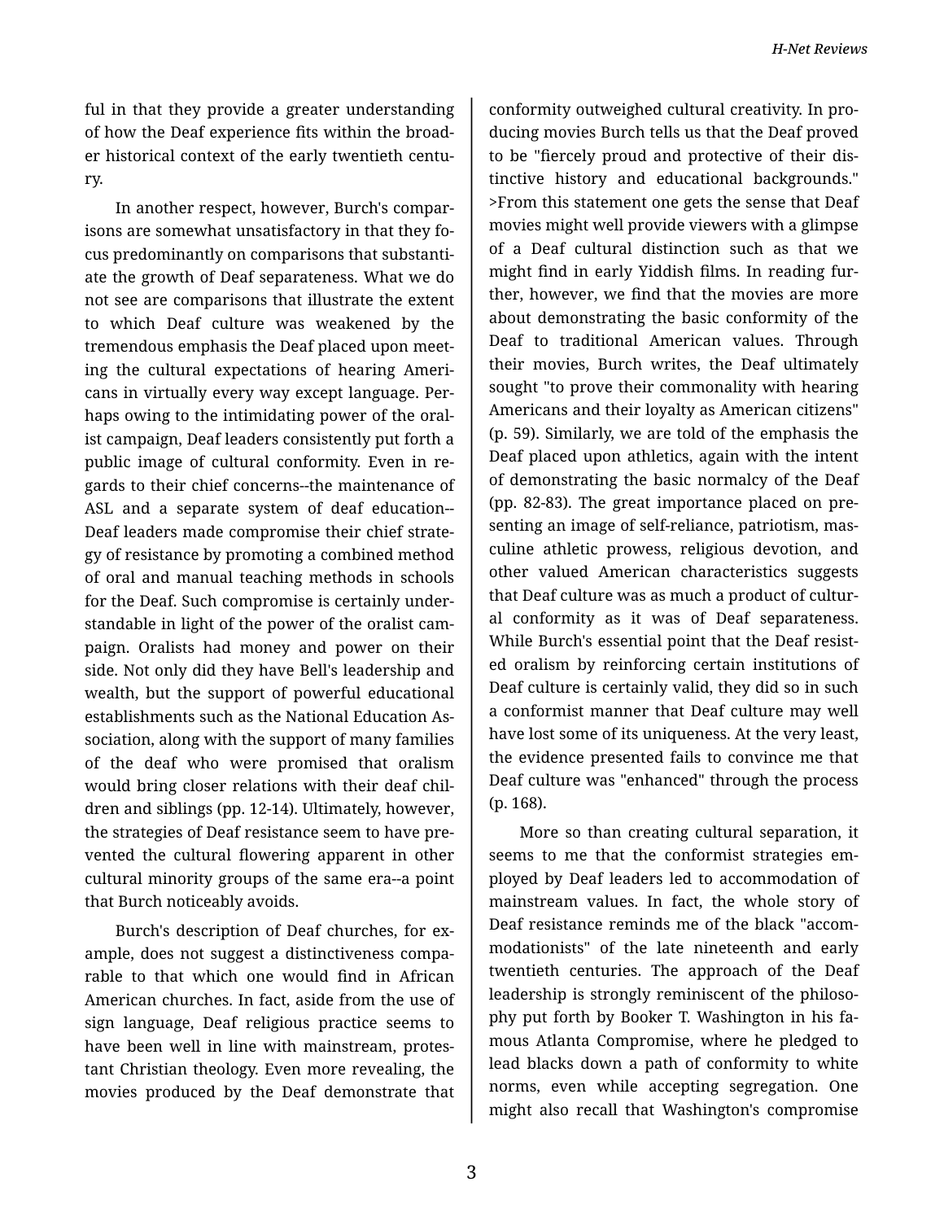ful in that they provide a greater understanding of how the Deaf experience fits within the broader historical context of the early twentieth century.

In another respect, however, Burch's comparisons are somewhat unsatisfactory in that they focus predominantly on comparisons that substantiate the growth of Deaf separateness. What we do not see are comparisons that illustrate the extent to which Deaf culture was weakened by the tremendous emphasis the Deaf placed upon meeting the cultural expectations of hearing Americans in virtually every way except language. Perhaps owing to the intimidating power of the oralist campaign, Deaf leaders consistently put forth a public image of cultural conformity. Even in regards to their chief concerns--the maintenance of ASL and a separate system of deaf education--Deaf leaders made compromise their chief strategy of resistance by promoting a combined method of oral and manual teaching methods in schools for the Deaf. Such compromise is certainly understandable in light of the power of the oralist campaign. Oralists had money and power on their side. Not only did they have Bell's leadership and wealth, but the support of powerful educational establishments such as the National Education Association, along with the support of many families of the deaf who were promised that oralism would bring closer relations with their deaf children and siblings (pp. 12-14). Ultimately, however, the strategies of Deaf resistance seem to have prevented the cultural flowering apparent in other cultural minority groups of the same era--a point that Burch noticeably avoids.

Burch's description of Deaf churches, for example, does not suggest a distinctiveness comparable to that which one would find in African American churches. In fact, aside from the use of sign language, Deaf religious practice seems to have been well in line with mainstream, protestant Christian theology. Even more revealing, the movies produced by the Deaf demonstrate that conformity outweighed cultural creativity. In producing movies Burch tells us that the Deaf proved to be "fiercely proud and protective of their distinctive history and educational backgrounds." >From this statement one gets the sense that Deaf movies might well provide viewers with a glimpse of a Deaf cultural distinction such as that we might find in early Yiddish films. In reading further, however, we find that the movies are more about demonstrating the basic conformity of the Deaf to traditional American values. Through their movies, Burch writes, the Deaf ultimately sought "to prove their commonality with hearing Americans and their loyalty as American citizens" (p. 59). Similarly, we are told of the emphasis the Deaf placed upon athletics, again with the intent of demonstrating the basic normalcy of the Deaf (pp. 82-83). The great importance placed on presenting an image of self-reliance, patriotism, masculine athletic prowess, religious devotion, and other valued American characteristics suggests that Deaf culture was as much a product of cultural conformity as it was of Deaf separateness. While Burch's essential point that the Deaf resisted oralism by reinforcing certain institutions of Deaf culture is certainly valid, they did so in such a conformist manner that Deaf culture may well have lost some of its uniqueness. At the very least, the evidence presented fails to convince me that Deaf culture was "enhanced" through the process (p. 168).

More so than creating cultural separation, it seems to me that the conformist strategies employed by Deaf leaders led to accommodation of mainstream values. In fact, the whole story of Deaf resistance reminds me of the black "accommodationists" of the late nineteenth and early twentieth centuries. The approach of the Deaf leadership is strongly reminiscent of the philosophy put forth by Booker T. Washington in his famous Atlanta Compromise, where he pledged to lead blacks down a path of conformity to white norms, even while accepting segregation. One might also recall that Washington's compromise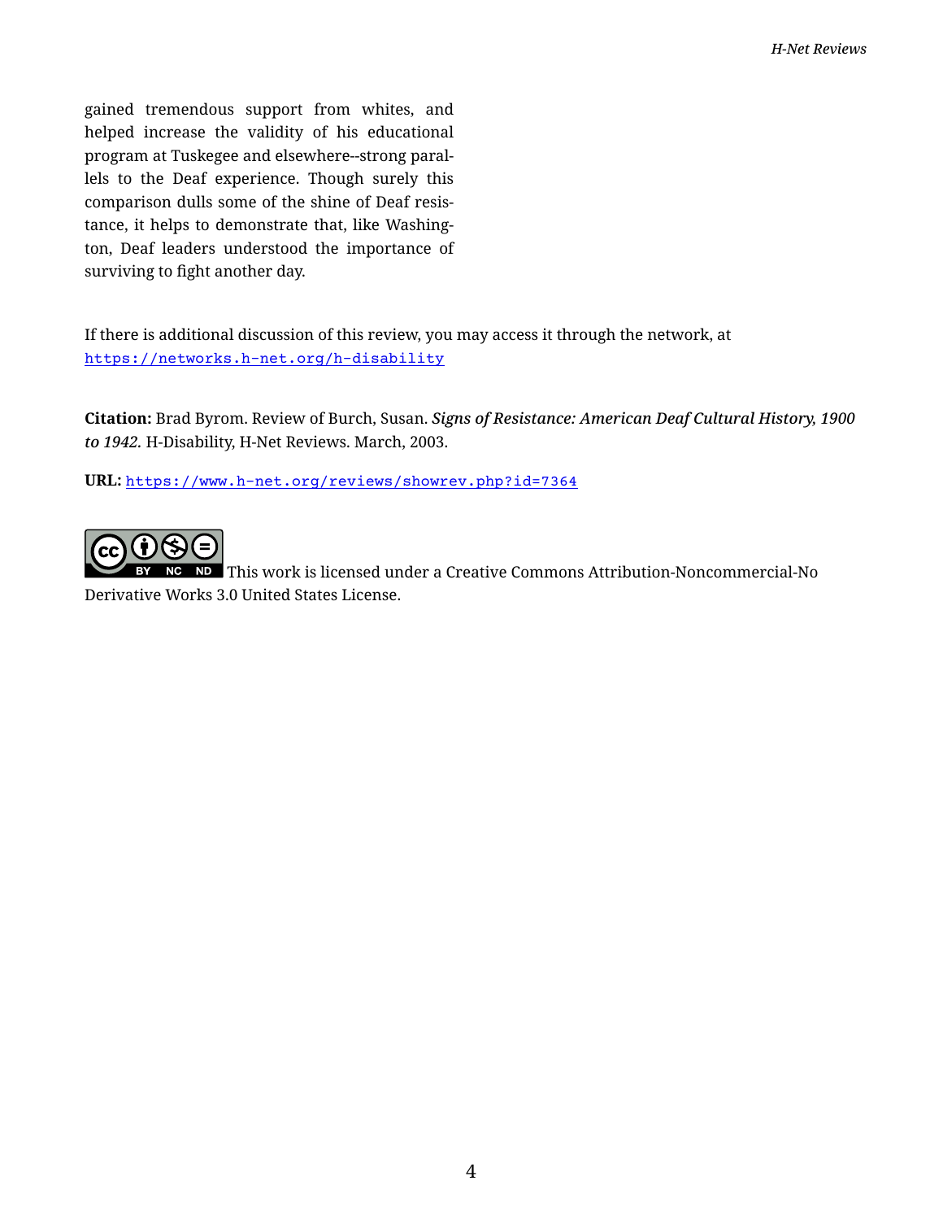gained tremendous support from whites, and helped increase the validity of his educational program at Tuskegee and elsewhere--strong parallels to the Deaf experience. Though surely this comparison dulls some of the shine of Deaf resistance, it helps to demonstrate that, like Washington, Deaf leaders understood the importance of surviving to fight another day.

If there is additional discussion of this review, you may access it through the network, at https://networks.h-net.org/h-disability

**Citation:** Brad Byrom. Review of Burch, Susan. ***Signs of Resistance: American Deaf Cultural History, 1900 to 1942.*** H-Disability, H-Net Reviews. March, 2003.

**URL:** https://www.h-net.org/reviews/showrev.php?id=7364

This work is licensed under a Creative Commons Attribution-Noncommercial-No Derivative Works 3.0 United States License.